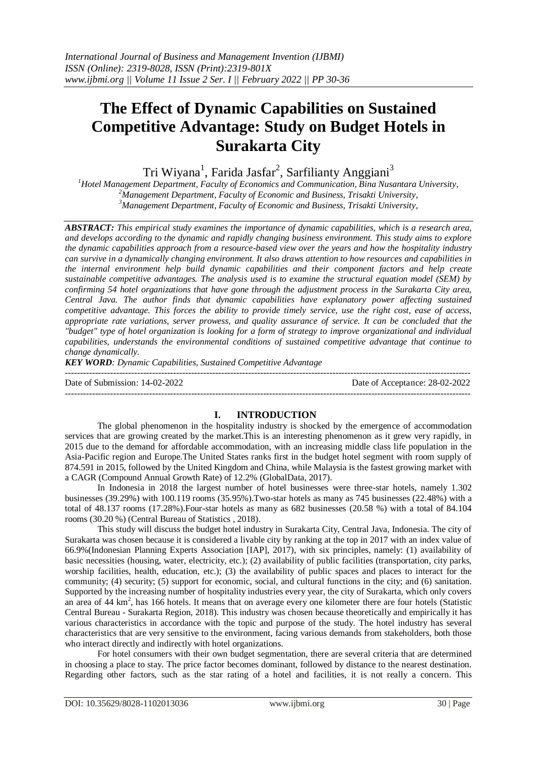# The Effect of Dynamic Capabilities on Sustained Competitive Advantage: Study on Budget Hotels in Surakarta City

Tri Wiyana[1], Farida Jasfar[2], Sarfilianty Anggiani[3]

[1]Hotel Management Department, Faculty of Economics and Communication, Bina Nusantara University,
[2]Management Department, Faculty of Economic and Business, Trisakti University,
[3]Management Department, Faculty of Economic and Business, Trisakti University,

***ABSTRACT:*** *This empirical study examines the importance of dynamic capabilities, which is a research area, and develops according to the dynamic and rapidly changing business environment. This study aims to explore the dynamic capabilities approach from a resource-based view over the years and how the hospitality industry can survive in a dynamically changing environment. It also draws attention to how resources and capabilities in the internal environment help build dynamic capabilities and their component factors and help create sustainable competitive advantages. The analysis used is to examine the structural equation model (SEM) by confirming 54 hotel organizations that have gone through the adjustment process in the Surakarta City area, Central Java. The author finds that dynamic capabilities have explanatory power affecting sustained competitive advantage. This forces the ability to provide timely service, use the right cost, ease of access, appropriate rate variations, server prowess, and quality assurance of service. It can be concluded that the "budget" type of hotel organization is looking for a form of strategy to improve organizational and individual capabilities, understands the environmental conditions of sustained competitive advantage that continue to change dynamically.*

***KEY WORD****: Dynamic Capabilities, Sustained Competitive Advantage*

---

Date of Submission: 14-02-2022 | Date of Acceptance: 28-02-2022

---

## I. INTRODUCTION

The global phenomenon in the hospitality industry is shocked by the emergence of accommodation services that are growing created by the market.This is an interesting phenomenon as it grew very rapidly, in 2015 due to the demand for affordable accommodation, with an increasing middle class life population in the Asia-Pacific region and Europe.The United States ranks first in the budget hotel segment with room supply of 874.591 in 2015, followed by the United Kingdom and China, while Malaysia is the fastest growing market with a CAGR (Compound Annual Growth Rate) of 12.2% (GlobalData, 2017).

In Indonesia in 2018 the largest number of hotel businesses were three-star hotels, namely 1.302 businesses (39.29%) with 100.119 rooms (35.95%).Two-star hotels as many as 745 businesses (22.48%) with a total of 48.137 rooms (17.28%).Four-star hotels as many as 682 businesses (20.58 %) with a total of 84.104 rooms (30.20 %) (Central Bureau of Statistics , 2018).

This study will discuss the budget hotel industry in Surakarta City, Central Java, Indonesia. The city of Surakarta was chosen because it is considered a livable city by ranking at the top in 2017 with an index value of 66.9%(Indonesian Planning Experts Association [IAP], 2017), with six principles, namely: (1) availability of basic necessities (housing, water, electricity, etc.); (2) availability of public facilities (transportation, city parks, worship facilities, health, education, etc.); (3) the availability of public spaces and places to interact for the community; (4) security; (5) support for economic, social, and cultural functions in the city; and (6) sanitation. Supported by the increasing number of hospitality industries every year, the city of Surakarta, which only covers an area of 44 km$^2$, has 166 hotels. It means that on average every one kilometer there are four hotels (Statistic Central Bureau - Surakarta Region, 2018). This industry was chosen because theoretically and empirically it has various characteristics in accordance with the topic and purpose of the study. The hotel industry has several characteristics that are very sensitive to the environment, facing various demands from stakeholders, both those who interact directly and indirectly with hotel organizations.

For hotel consumers with their own budget segmentation, there are several criteria that are determined in choosing a place to stay. The price factor becomes dominant, followed by distance to the nearest destination. Regarding other factors, such as the star rating of a hotel and facilities, it is not really a concern. This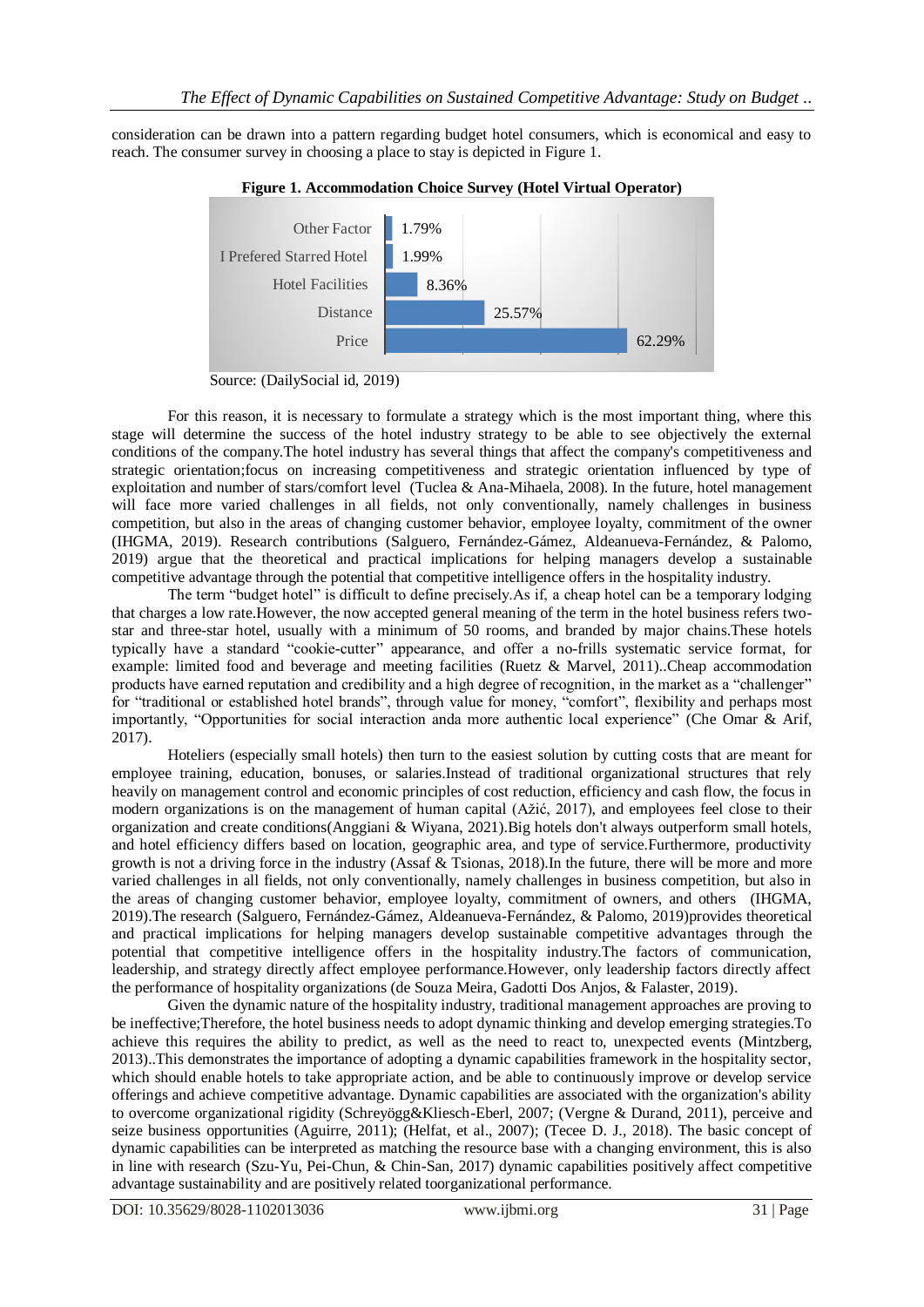consideration can be drawn into a pattern regarding budget hotel consumers, which is economical and easy to reach. The consumer survey in choosing a place to stay is depicted in Figure 1.

**Figure 1. Accommodation Choice Survey (Hotel Virtual Operator)**

| Factor | Percentage |
|---|---|
| Other Factor | 1.79% |
| I Prefered Starred Hotel | 1.99% |
| Hotel Facilities | 8.36% |
| Distance | 25.57% |
| Price | 62.29% |

Source: (DailySocial id, 2019)

For this reason, it is necessary to formulate a strategy which is the most important thing, where this stage will determine the success of the hotel industry strategy to be able to see objectively the external conditions of the company.The hotel industry has several things that affect the company's competitiveness and strategic orientation;focus on increasing competitiveness and strategic orientation influenced by type of exploitation and number of stars/comfort level (Tuclea & Ana-Mihaela, 2008). In the future, hotel management will face more varied challenges in all fields, not only conventionally, namely challenges in business competition, but also in the areas of changing customer behavior, employee loyalty, commitment of the owner (IHGMA, 2019). Research contributions (Salguero, Fernández-Gámez, Aldeanueva-Fernández, & Palomo, 2019) argue that the theoretical and practical implications for helping managers develop a sustainable competitive advantage through the potential that competitive intelligence offers in the hospitality industry.

The term "budget hotel" is difficult to define precisely.As if, a cheap hotel can be a temporary lodging that charges a low rate.However, the now accepted general meaning of the term in the hotel business refers two-star and three-star hotel, usually with a minimum of 50 rooms, and branded by major chains.These hotels typically have a standard "cookie-cutter" appearance, and offer a no-frills systematic service format, for example: limited food and beverage and meeting facilities (Ruetz & Marvel, 2011)..Cheap accommodation products have earned reputation and credibility and a high degree of recognition, in the market as a "challenger" for "traditional or established hotel brands", through value for money, "comfort", flexibility and perhaps most importantly, "Opportunities for social interaction anda more authentic local experience" (Che Omar & Arif, 2017).

Hoteliers (especially small hotels) then turn to the easiest solution by cutting costs that are meant for employee training, education, bonuses, or salaries.Instead of traditional organizational structures that rely heavily on management control and economic principles of cost reduction, efficiency and cash flow, the focus in modern organizations is on the management of human capital (Ažić, 2017), and employees feel close to their organization and create conditions(Anggiani & Wiyana, 2021).Big hotels don't always outperform small hotels, and hotel efficiency differs based on location, geographic area, and type of service.Furthermore, productivity growth is not a driving force in the industry (Assaf & Tsionas, 2018).In the future, there will be more and more varied challenges in all fields, not only conventionally, namely challenges in business competition, but also in the areas of changing customer behavior, employee loyalty, commitment of owners, and others (IHGMA, 2019).The research (Salguero, Fernández-Gámez, Aldeanueva-Fernández, & Palomo, 2019)provides theoretical and practical implications for helping managers develop sustainable competitive advantages through the potential that competitive intelligence offers in the hospitality industry.The factors of communication, leadership, and strategy directly affect employee performance.However, only leadership factors directly affect the performance of hospitality organizations (de Souza Meira, Gadotti Dos Anjos, & Falaster, 2019).

Given the dynamic nature of the hospitality industry, traditional management approaches are proving to be ineffective;Therefore, the hotel business needs to adopt dynamic thinking and develop emerging strategies.To achieve this requires the ability to predict, as well as the need to react to, unexpected events (Mintzberg, 2013)..This demonstrates the importance of adopting a dynamic capabilities framework in the hospitality sector, which should enable hotels to take appropriate action, and be able to continuously improve or develop service offerings and achieve competitive advantage. Dynamic capabilities are associated with the organization's ability to overcome organizational rigidity (Schreyögg&Kliesch-Eberl, 2007; (Vergne & Durand, 2011), perceive and seize business opportunities (Aguirre, 2011); (Helfat, et al., 2007); (Tecee D. J., 2018). The basic concept of dynamic capabilities can be interpreted as matching the resource base with a changing environment, this is also in line with research (Szu-Yu, Pei-Chun, & Chin-San, 2017) dynamic capabilities positively affect competitive advantage sustainability and are positively related toorganizational performance.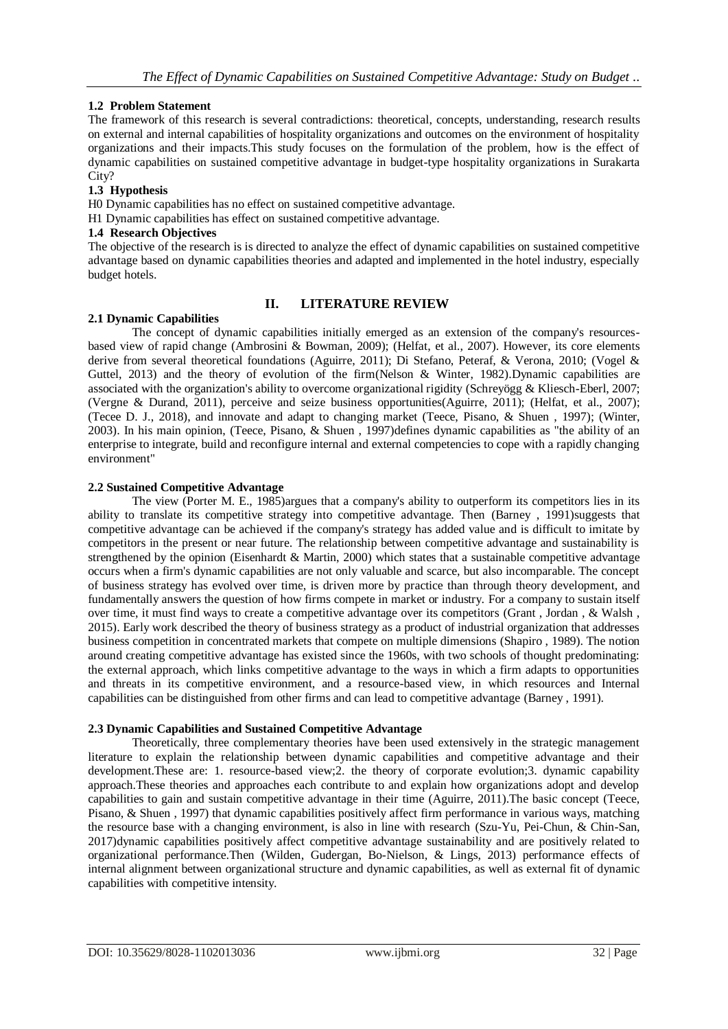### 1.2 Problem Statement

The framework of this research is several contradictions: theoretical, concepts, understanding, research results on external and internal capabilities of hospitality organizations and outcomes on the environment of hospitality organizations and their impacts.This study focuses on the formulation of the problem, how is the effect of dynamic capabilities on sustained competitive advantage in budget-type hospitality organizations in Surakarta City?

### 1.3 Hypothesis

H0 Dynamic capabilities has no effect on sustained competitive advantage.

H1 Dynamic capabilities has effect on sustained competitive advantage.

### 1.4 Research Objectives

The objective of the research is is directed to analyze the effect of dynamic capabilities on sustained competitive advantage based on dynamic capabilities theories and adapted and implemented in the hotel industry, especially budget hotels.

## II. LITERATURE REVIEW

### 2.1 Dynamic Capabilities

The concept of dynamic capabilities initially emerged as an extension of the company's resources-based view of rapid change (Ambrosini & Bowman, 2009); (Helfat, et al., 2007). However, its core elements derive from several theoretical foundations (Aguirre, 2011); Di Stefano, Peteraf, & Verona, 2010; (Vogel & Guttel, 2013) and the theory of evolution of the firm(Nelson & Winter, 1982).Dynamic capabilities are associated with the organization's ability to overcome organizational rigidity (Schreyögg & Kliesch-Eberl, 2007; (Vergne & Durand, 2011), perceive and seize business opportunities(Aguirre, 2011); (Helfat, et al., 2007); (Tecee D. J., 2018), and innovate and adapt to changing market (Teece, Pisano, & Shuen , 1997); (Winter, 2003). In his main opinion, (Teece, Pisano, & Shuen , 1997)defines dynamic capabilities as "the ability of an enterprise to integrate, build and reconfigure internal and external competencies to cope with a rapidly changing environment"

### 2.2 Sustained Competitive Advantage

The view (Porter M. E., 1985)argues that a company's ability to outperform its competitors lies in its ability to translate its competitive strategy into competitive advantage. Then (Barney , 1991)suggests that competitive advantage can be achieved if the company's strategy has added value and is difficult to imitate by competitors in the present or near future. The relationship between competitive advantage and sustainability is strengthened by the opinion (Eisenhardt & Martin, 2000) which states that a sustainable competitive advantage occurs when a firm's dynamic capabilities are not only valuable and scarce, but also incomparable. The concept of business strategy has evolved over time, is driven more by practice than through theory development, and fundamentally answers the question of how firms compete in market or industry. For a company to sustain itself over time, it must find ways to create a competitive advantage over its competitors (Grant , Jordan , & Walsh , 2015). Early work described the theory of business strategy as a product of industrial organization that addresses business competition in concentrated markets that compete on multiple dimensions (Shapiro , 1989). The notion around creating competitive advantage has existed since the 1960s, with two schools of thought predominating: the external approach, which links competitive advantage to the ways in which a firm adapts to opportunities and threats in its competitive environment, and a resource-based view, in which resources and Internal capabilities can be distinguished from other firms and can lead to competitive advantage (Barney , 1991).

### 2.3 Dynamic Capabilities and Sustained Competitive Advantage

Theoretically, three complementary theories have been used extensively in the strategic management literature to explain the relationship between dynamic capabilities and competitive advantage and their development.These are: 1. resource-based view;2. the theory of corporate evolution;3. dynamic capability approach.These theories and approaches each contribute to and explain how organizations adopt and develop capabilities to gain and sustain competitive advantage in their time (Aguirre, 2011).The basic concept (Teece, Pisano, & Shuen , 1997) that dynamic capabilities positively affect firm performance in various ways, matching the resource base with a changing environment, is also in line with research (Szu-Yu, Pei-Chun, & Chin-San, 2017)dynamic capabilities positively affect competitive advantage sustainability and are positively related to organizational performance.Then (Wilden, Gudergan, Bo-Nielson, & Lings, 2013) performance effects of internal alignment between organizational structure and dynamic capabilities, as well as external fit of dynamic capabilities with competitive intensity.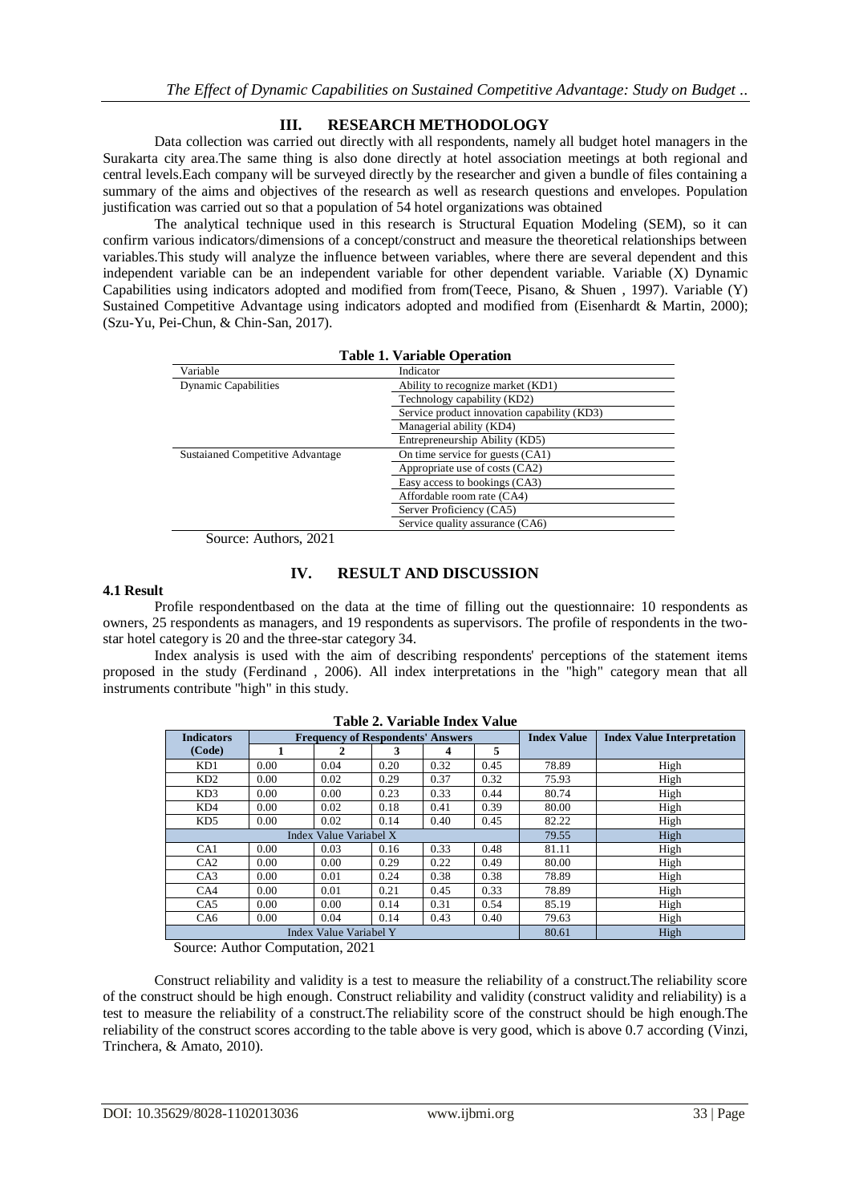## III. RESEARCH METHODOLOGY

Data collection was carried out directly with all respondents, namely all budget hotel managers in the Surakarta city area.The same thing is also done directly at hotel association meetings at both regional and central levels.Each company will be surveyed directly by the researcher and given a bundle of files containing a summary of the aims and objectives of the research as well as research questions and envelopes. Population justification was carried out so that a population of 54 hotel organizations was obtained

The analytical technique used in this research is Structural Equation Modeling (SEM), so it can confirm various indicators/dimensions of a concept/construct and measure the theoretical relationships between variables.This study will analyze the influence between variables, where there are several dependent and this independent variable can be an independent variable for other dependent variable. Variable (X) Dynamic Capabilities using indicators adopted and modified from from(Teece, Pisano, & Shuen , 1997). Variable (Y) Sustained Competitive Advantage using indicators adopted and modified from (Eisenhardt & Martin, 2000); (Szu-Yu, Pei-Chun, & Chin-San, 2017).

**Table 1. Variable Operation**

| Variable | Indicator |
|---|---|
| Dynamic Capabilities | Ability to recognize market (KD1) |
| | Technology capability (KD2) |
| | Service product innovation capability (KD3) |
| | Managerial ability (KD4) |
| | Entrepreneurship Ability (KD5) |
| Sustaianed Competitive Advantage | On time service for guests (CA1) |
| | Appropriate use of costs (CA2) |
| | Easy access to bookings (CA3) |
| | Affordable room rate (CA4) |
| | Server Proficiency (CA5) |
| | Service quality assurance (CA6) |

Source: Authors, 2021

## IV. RESULT AND DISCUSSION

### 4.1 Result

Profile respondentbased on the data at the time of filling out the questionnaire: 10 respondents as owners, 25 respondents as managers, and 19 respondents as supervisors. The profile of respondents in the two-star hotel category is 20 and the three-star category 34.

Index analysis is used with the aim of describing respondents' perceptions of the statement items proposed in the study (Ferdinand , 2006). All index interpretations in the "high" category mean that all instruments contribute "high" in this study.

**Table 2. Variable Index Value**

| Indicators (Code) | Frequency of Respondents' Answers | | | | | Index Value | Index Value Interpretation |
|---|---|---|---|---|---|---|---|
| | 1 | 2 | 3 | 4 | 5 | | |
| KD1 | 0.00 | 0.04 | 0.20 | 0.32 | 0.45 | 78.89 | High |
| KD2 | 0.00 | 0.02 | 0.29 | 0.37 | 0.32 | 75.93 | High |
| KD3 | 0.00 | 0.00 | 0.23 | 0.33 | 0.44 | 80.74 | High |
| KD4 | 0.00 | 0.02 | 0.18 | 0.41 | 0.39 | 80.00 | High |
| KD5 | 0.00 | 0.02 | 0.14 | 0.40 | 0.45 | 82.22 | High |
| Index Value Variabel X | | | | | | 79.55 | High |
| CA1 | 0.00 | 0.03 | 0.16 | 0.33 | 0.48 | 81.11 | High |
| CA2 | 0.00 | 0.00 | 0.29 | 0.22 | 0.49 | 80.00 | High |
| CA3 | 0.00 | 0.01 | 0.24 | 0.38 | 0.38 | 78.89 | High |
| CA4 | 0.00 | 0.01 | 0.21 | 0.45 | 0.33 | 78.89 | High |
| CA5 | 0.00 | 0.00 | 0.14 | 0.31 | 0.54 | 85.19 | High |
| CA6 | 0.00 | 0.04 | 0.14 | 0.43 | 0.40 | 79.63 | High |
| Index Value Variabel Y | | | | | | 80.61 | High |

Source: Author Computation, 2021

Construct reliability and validity is a test to measure the reliability of a construct.The reliability score of the construct should be high enough. Construct reliability and validity (construct validity and reliability) is a test to measure the reliability of a construct.The reliability score of the construct should be high enough.The reliability of the construct scores according to the table above is very good, which is above 0.7 according (Vinzi, Trinchera, & Amato, 2010).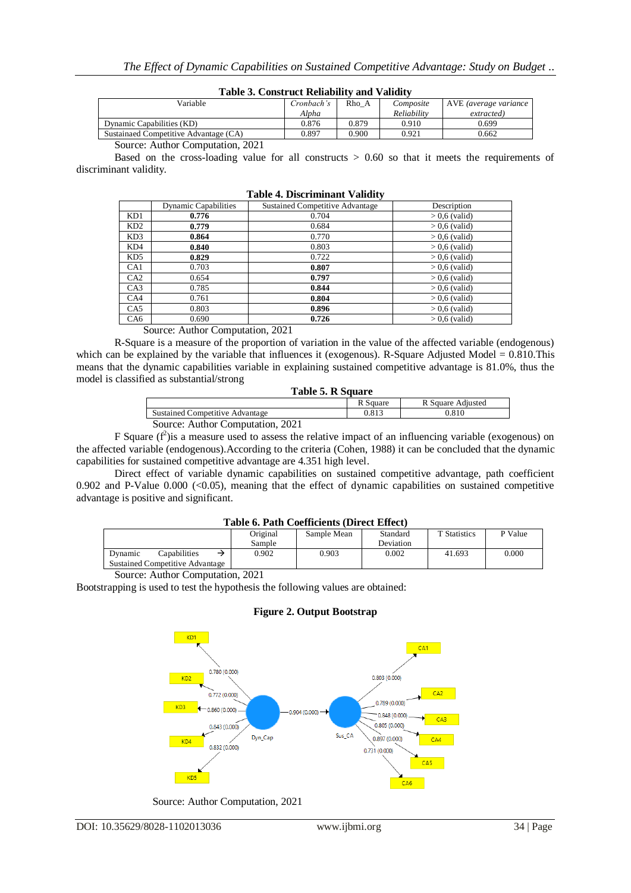**Table 3. Construct Reliability and Validity**

| Variable | *Cronbach's Alpha* | Rho_A | *Composite Reliability* | AVE *(average variance extracted)* |
|---|---|---|---|---|
| Dynamic Capabilities (KD) | 0.876 | 0.879 | 0.910 | 0.699 |
| Sustainaed Competitive Advantage (CA) | 0.897 | 0.900 | 0.921 | 0.662 |

Source: Author Computation, 2021

Based on the cross-loading value for all constructs > 0.60 so that it meets the requirements of discriminant validity.

**Table 4. Discriminant Validity**

| | Dynamic Capabilities | Sustained Competitive Advantage | Description |
|---|---|---|---|
| KD1 | **0.776** | 0.704 | > 0,6 (valid) |
| KD2 | **0.779** | 0.684 | > 0,6 (valid) |
| KD3 | **0.864** | 0.770 | > 0,6 (valid) |
| KD4 | **0.840** | 0.803 | > 0,6 (valid) |
| KD5 | **0.829** | 0.722 | > 0,6 (valid) |
| CA1 | 0.703 | **0.807** | > 0,6 (valid) |
| CA2 | 0.654 | **0.797** | > 0,6 (valid) |
| CA3 | 0.785 | **0.844** | > 0,6 (valid) |
| CA4 | 0.761 | **0.804** | > 0,6 (valid) |
| CA5 | 0.803 | **0.896** | > 0,6 (valid) |
| CA6 | 0.690 | **0.726** | > 0,6 (valid) |

Source: Author Computation, 2021

R-Square is a measure of the proportion of variation in the value of the affected variable (endogenous) which can be explained by the variable that influences it (exogenous). R-Square Adjusted Model = 0.810.This means that the dynamic capabilities variable in explaining sustained competitive advantage is 81.0%, thus the model is classified as substantial/strong

**Table 5. R Square**

| | R Square | R Square Adjusted |
|---|---|---|
| Sustained Competitive Advantage | 0.813 | 0.810 |

Source: Author Computation, 2021

F Square ($f^2$)is a measure used to assess the relative impact of an influencing variable (exogenous) on the affected variable (endogenous).According to the criteria (Cohen, 1988) it can be concluded that the dynamic capabilities for sustained competitive advantage are 4.351 high level.

Direct effect of variable dynamic capabilities on sustained competitive advantage, path coefficient 0.902 and P-Value 0.000 (<0.05), meaning that the effect of dynamic capabilities on sustained competitive advantage is positive and significant.

**Table 6. Path Coefficients (Direct Effect)**

| | Original Sample | Sample Mean | Standard Deviation | T Statistics | P Value |
|---|---|---|---|---|---|
| Dynamic Capabilities → Sustained Competitive Advantage | 0.902 | 0.903 | 0.002 | 41.693 | 0.000 |

Source: Author Computation, 2021

Bootstrapping is used to test the hypothesis the following values are obtained:

**Figure 2. Output Bootstrap**

Source: Author Computation, 2021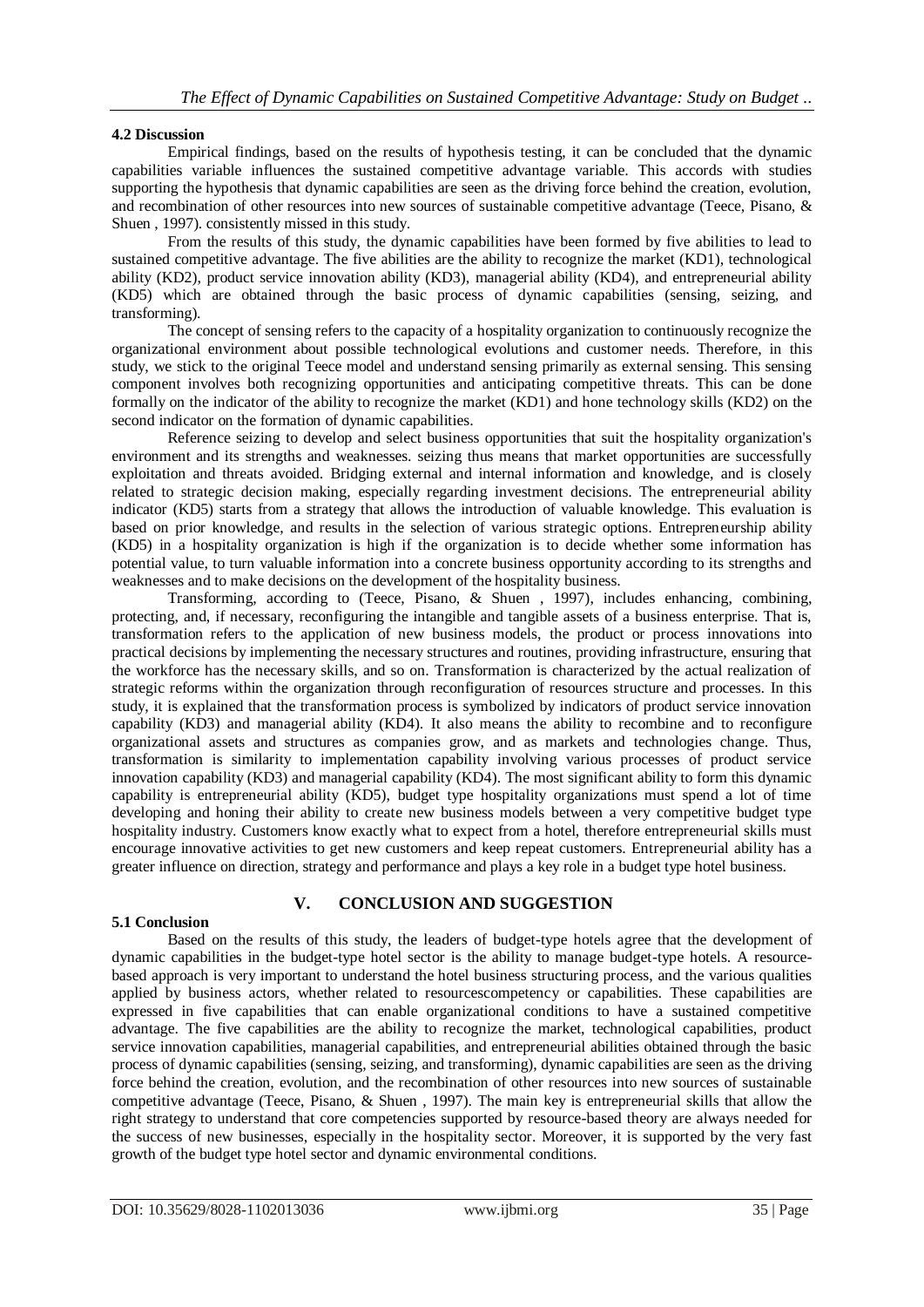### 4.2 Discussion

Empirical findings, based on the results of hypothesis testing, it can be concluded that the dynamic capabilities variable influences the sustained competitive advantage variable. This accords with studies supporting the hypothesis that dynamic capabilities are seen as the driving force behind the creation, evolution, and recombination of other resources into new sources of sustainable competitive advantage (Teece, Pisano, & Shuen , 1997). consistently missed in this study.

From the results of this study, the dynamic capabilities have been formed by five abilities to lead to sustained competitive advantage. The five abilities are the ability to recognize the market (KD1), technological ability (KD2), product service innovation ability (KD3), managerial ability (KD4), and entrepreneurial ability (KD5) which are obtained through the basic process of dynamic capabilities (sensing, seizing, and transforming).

The concept of sensing refers to the capacity of a hospitality organization to continuously recognize the organizational environment about possible technological evolutions and customer needs. Therefore, in this study, we stick to the original Teece model and understand sensing primarily as external sensing. This sensing component involves both recognizing opportunities and anticipating competitive threats. This can be done formally on the indicator of the ability to recognize the market (KD1) and hone technology skills (KD2) on the second indicator on the formation of dynamic capabilities.

Reference seizing to develop and select business opportunities that suit the hospitality organization's environment and its strengths and weaknesses. seizing thus means that market opportunities are successfully exploitation and threats avoided. Bridging external and internal information and knowledge, and is closely related to strategic decision making, especially regarding investment decisions. The entrepreneurial ability indicator (KD5) starts from a strategy that allows the introduction of valuable knowledge. This evaluation is based on prior knowledge, and results in the selection of various strategic options. Entrepreneurship ability (KD5) in a hospitality organization is high if the organization is to decide whether some information has potential value, to turn valuable information into a concrete business opportunity according to its strengths and weaknesses and to make decisions on the development of the hospitality business.

Transforming, according to (Teece, Pisano, & Shuen , 1997), includes enhancing, combining, protecting, and, if necessary, reconfiguring the intangible and tangible assets of a business enterprise. That is, transformation refers to the application of new business models, the product or process innovations into practical decisions by implementing the necessary structures and routines, providing infrastructure, ensuring that the workforce has the necessary skills, and so on. Transformation is characterized by the actual realization of strategic reforms within the organization through reconfiguration of resources structure and processes. In this study, it is explained that the transformation process is symbolized by indicators of product service innovation capability (KD3) and managerial ability (KD4). It also means the ability to recombine and to reconfigure organizational assets and structures as companies grow, and as markets and technologies change. Thus, transformation is similarity to implementation capability involving various processes of product service innovation capability (KD3) and managerial capability (KD4). The most significant ability to form this dynamic capability is entrepreneurial ability (KD5), budget type hospitality organizations must spend a lot of time developing and honing their ability to create new business models between a very competitive budget type hospitality industry. Customers know exactly what to expect from a hotel, therefore entrepreneurial skills must encourage innovative activities to get new customers and keep repeat customers. Entrepreneurial ability has a greater influence on direction, strategy and performance and plays a key role in a budget type hotel business.

## V. CONCLUSION AND SUGGESTION

### 5.1 Conclusion

Based on the results of this study, the leaders of budget-type hotels agree that the development of dynamic capabilities in the budget-type hotel sector is the ability to manage budget-type hotels. A resource-based approach is very important to understand the hotel business structuring process, and the various qualities applied by business actors, whether related to resourcescompetency or capabilities. These capabilities are expressed in five capabilities that can enable organizational conditions to have a sustained competitive advantage. The five capabilities are the ability to recognize the market, technological capabilities, product service innovation capabilities, managerial capabilities, and entrepreneurial abilities obtained through the basic process of dynamic capabilities (sensing, seizing, and transforming), dynamic capabilities are seen as the driving force behind the creation, evolution, and the recombination of other resources into new sources of sustainable competitive advantage (Teece, Pisano, & Shuen , 1997). The main key is entrepreneurial skills that allow the right strategy to understand that core competencies supported by resource-based theory are always needed for the success of new businesses, especially in the hospitality sector. Moreover, it is supported by the very fast growth of the budget type hotel sector and dynamic environmental conditions.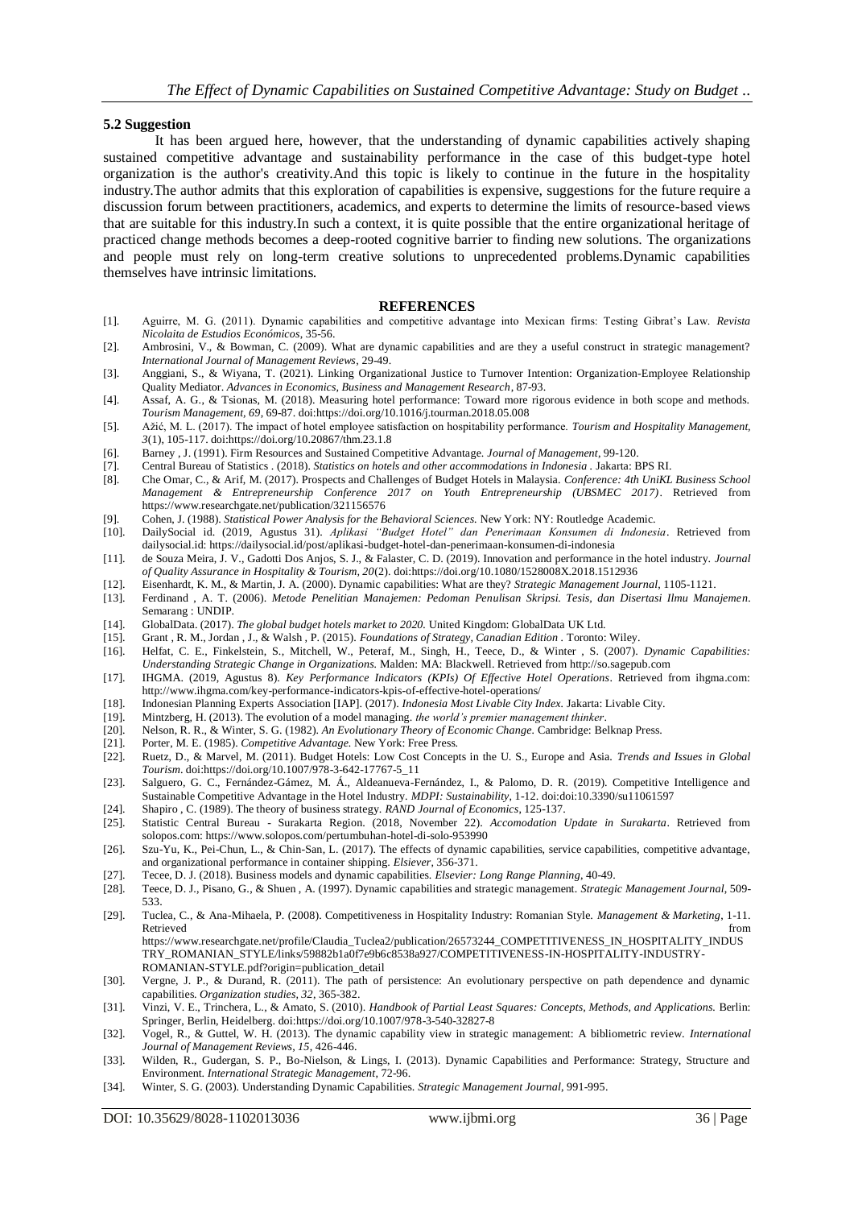### 5.2 Suggestion

It has been argued here, however, that the understanding of dynamic capabilities actively shaping sustained competitive advantage and sustainability performance in the case of this budget-type hotel organization is the author's creativity.And this topic is likely to continue in the future in the hospitality industry.The author admits that this exploration of capabilities is expensive, suggestions for the future require a discussion forum between practitioners, academics, and experts to determine the limits of resource-based views that are suitable for this industry.In such a context, it is quite possible that the entire organizational heritage of practiced change methods becomes a deep-rooted cognitive barrier to finding new solutions. The organizations and people must rely on long-term creative solutions to unprecedented problems.Dynamic capabilities themselves have intrinsic limitations.

## REFERENCES

[1]. Aguirre, M. G. (2011). Dynamic capabilities and competitive advantage into Mexican firms: Testing Gibrat's Law. *Revista Nicolaita de Estudios Económicos*, 35-56.

[2]. Ambrosini, V., & Bowman, C. (2009). What are dynamic capabilities and are they a useful construct in strategic management? *International Journal of Management Reviews*, 29-49.

[3]. Anggiani, S., & Wiyana, T. (2021). Linking Organizational Justice to Turnover Intention: Organization-Employee Relationship Quality Mediator. *Advances in Economics, Business and Management Research*, 87-93.

[4]. Assaf, A. G., & Tsionas, M. (2018). Measuring hotel performance: Toward more rigorous evidence in both scope and methods. *Tourism Management, 69*, 69-87. doi:https://doi.org/10.1016/j.tourman.2018.05.008

[5]. Ažić, M. L. (2017). The impact of hotel employee satisfaction on hospitability performance. *Tourism and Hospitality Management, 3*(1), 105-117. doi:https://doi.org/10.20867/thm.23.1.8

[6]. Barney , J. (1991). Firm Resources and Sustained Competitive Advantage. *Journal of Management*, 99-120.

[7]. Central Bureau of Statistics . (2018). *Statistics on hotels and other accommodations in Indonesia* . Jakarta: BPS RI.

[8]. Che Omar, C., & Arif, M. (2017). Prospects and Challenges of Budget Hotels in Malaysia. *Conference: 4th UniKL Business School Management & Entrepreneurship Conference 2017 on Youth Entrepreneurship (UBSMEC 2017)*. Retrieved from https://www.researchgate.net/publication/321156576

[9]. Cohen, J. (1988). *Statistical Power Analysis for the Behavioral Sciences.* New York: NY: Routledge Academic.

[10]. DailySocial id. (2019, Agustus 31). *Aplikasi "Budget Hotel" dan Penerimaan Konsumen di Indonesia*. Retrieved from dailysocial.id: https://dailysocial.id/post/aplikasi-budget-hotel-dan-penerimaan-konsumen-di-indonesia

[11]. de Souza Meira, J. V., Gadotti Dos Anjos, S. J., & Falaster, C. D. (2019). Innovation and performance in the hotel industry. *Journal of Quality Assurance in Hospitality & Tourism, 20*(2). doi:https://doi.org/10.1080/1528008X.2018.1512936

[12]. Eisenhardt, K. M., & Martin, J. A. (2000). Dynamic capabilities: What are they? *Strategic Management Journal*, 1105-1121.

[13]. Ferdinand , A. T. (2006). *Metode Penelitian Manajemen: Pedoman Penulisan Skripsi. Tesis, dan Disertasi Ilmu Manajemen*. Semarang : UNDIP.

[14]. GlobalData. (2017). *The global budget hotels market to 2020.* United Kingdom: GlobalData UK Ltd.

[15]. Grant , R. M., Jordan , J., & Walsh , P. (2015). *Foundations of Strategy, Canadian Edition* . Toronto: Wiley.

[16]. Helfat, C. E., Finkelstein, S., Mitchell, W., Peteraf, M., Singh, H., Teece, D., & Winter , S. (2007). *Dynamic Capabilities: Understanding Strategic Change in Organizations.* Malden: MA: Blackwell. Retrieved from http://so.sagepub.com

[17]. IHGMA. (2019, Agustus 8). *Key Performance Indicators (KPIs) Of Effective Hotel Operations*. Retrieved from ihgma.com: http://www.ihgma.com/key-performance-indicators-kpis-of-effective-hotel-operations/

[18]. Indonesian Planning Experts Association [IAP]. (2017). *Indonesia Most Livable City Index.* Jakarta: Livable City.

[19]. Mintzberg, H. (2013). The evolution of a model managing. *the world's premier management thinker*.

[20]. Nelson, R. R., & Winter, S. G. (1982). *An Evolutionary Theory of Economic Change.* Cambridge: Belknap Press.

[21]. Porter, M. E. (1985). *Competitive Advantage.* New York: Free Press.

[22]. Ruetz, D., & Marvel, M. (2011). Budget Hotels: Low Cost Concepts in the U. S., Europe and Asia. *Trends and Issues in Global Tourism*. doi:https://doi.org/10.1007/978-3-642-17767-5_11

[23]. Salguero, G. C., Fernández-Gámez, M. Á., Aldeanueva-Fernández, I., & Palomo, D. R. (2019). Competitive Intelligence and Sustainable Competitive Advantage in the Hotel Industry. *MDPI: Sustainability*, 1-12. doi:doi:10.3390/su11061597

[24]. Shapiro , C. (1989). The theory of business strategy. *RAND Journal of Economics*, 125-137.

[25]. Statistic Central Bureau - Surakarta Region. (2018, November 22). *Accomodation Update in Surakarta*. Retrieved from solopos.com: https://www.solopos.com/pertumbuhan-hotel-di-solo-953990

[26]. Szu-Yu, K., Pei-Chun, L., & Chin-San, L. (2017). The effects of dynamic capabilities, service capabilities, competitive advantage, and organizational performance in container shipping. *Elsiever*, 356-371.

[27]. Tecee, D. J. (2018). Business models and dynamic capabilities. *Elsevier: Long Range Planning*, 40-49.

[28]. Teece, D. J., Pisano, G., & Shuen , A. (1997). Dynamic capabilities and strategic management. *Strategic Management Journal*, 509-533.

[29]. Tuclea, C., & Ana-Mihaela, P. (2008). Competitiveness in Hospitality Industry: Romanian Style. *Management & Marketing*, 1-11. Retrieved from https://www.researchgate.net/profile/Claudia_Tuclea2/publication/26573244_COMPETITIVENESS_IN_HOSPITALITY_INDUSTRY_ROMANIAN_STYLE/links/59882b1a0f7e9b6c8538a927/COMPETITIVENESS-IN-HOSPITALITY-INDUSTRY-ROMANIAN-STYLE.pdf?origin=publication_detail

[30]. Vergne, J. P., & Durand, R. (2011). The path of persistence: An evolutionary perspective on path dependence and dynamic capabilities. *Organization studies, 32*, 365-382.

[31]. Vinzi, V. E., Trinchera, L., & Amato, S. (2010). *Handbook of Partial Least Squares: Concepts, Methods, and Applications.* Berlin: Springer, Berlin, Heidelberg. doi:https://doi.org/10.1007/978-3-540-32827-8

[32]. Vogel, R., & Guttel, W. H. (2013). The dynamic capability view in strategic management: A bibliometric review. *International Journal of Management Reviews, 15*, 426-446.

[33]. Wilden, R., Gudergan, S. P., Bo-Nielson, & Lings, I. (2013). Dynamic Capabilities and Performance: Strategy, Structure and Environment. *International Strategic Management*, 72-96.

[34]. Winter, S. G. (2003). Understanding Dynamic Capabilities. *Strategic Management Journal*, 991-995.